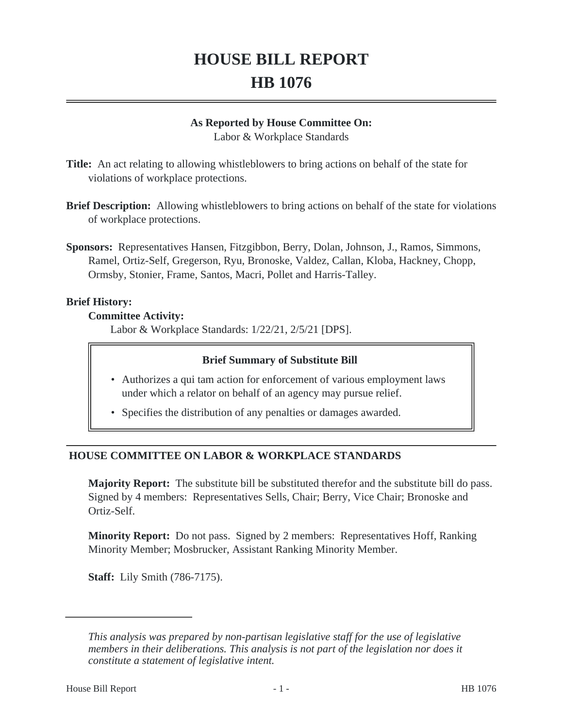# HOUSE BILL REPORT
# HB 1076

**As Reported by House Committee On:**
Labor & Workplace Standards

**Title:** An act relating to allowing whistleblowers to bring actions on behalf of the state for violations of workplace protections.

**Brief Description:** Allowing whistleblowers to bring actions on behalf of the state for violations of workplace protections.

**Sponsors:** Representatives Hansen, Fitzgibbon, Berry, Dolan, Johnson, J., Ramos, Simmons, Ramel, Ortiz-Self, Gregerson, Ryu, Bronoske, Valdez, Callan, Kloba, Hackney, Chopp, Ormsby, Stonier, Frame, Santos, Macri, Pollet and Harris-Talley.

**Brief History:**

**Committee Activity:**

Labor & Workplace Standards: 1/22/21, 2/5/21 [DPS].

**Brief Summary of Substitute Bill**

- Authorizes a qui tam action for enforcement of various employment laws under which a relator on behalf of an agency may pursue relief.
- Specifies the distribution of any penalties or damages awarded.

## HOUSE COMMITTEE ON LABOR & WORKPLACE STANDARDS

**Majority Report:** The substitute bill be substituted therefor and the substitute bill do pass. Signed by 4 members: Representatives Sells, Chair; Berry, Vice Chair; Bronoske and Ortiz-Self.

**Minority Report:** Do not pass. Signed by 2 members: Representatives Hoff, Ranking Minority Member; Mosbrucker, Assistant Ranking Minority Member.

**Staff:** Lily Smith (786-7175).

---

*This analysis was prepared by non-partisan legislative staff for the use of legislative members in their deliberations. This analysis is not part of the legislation nor does it constitute a statement of legislative intent.*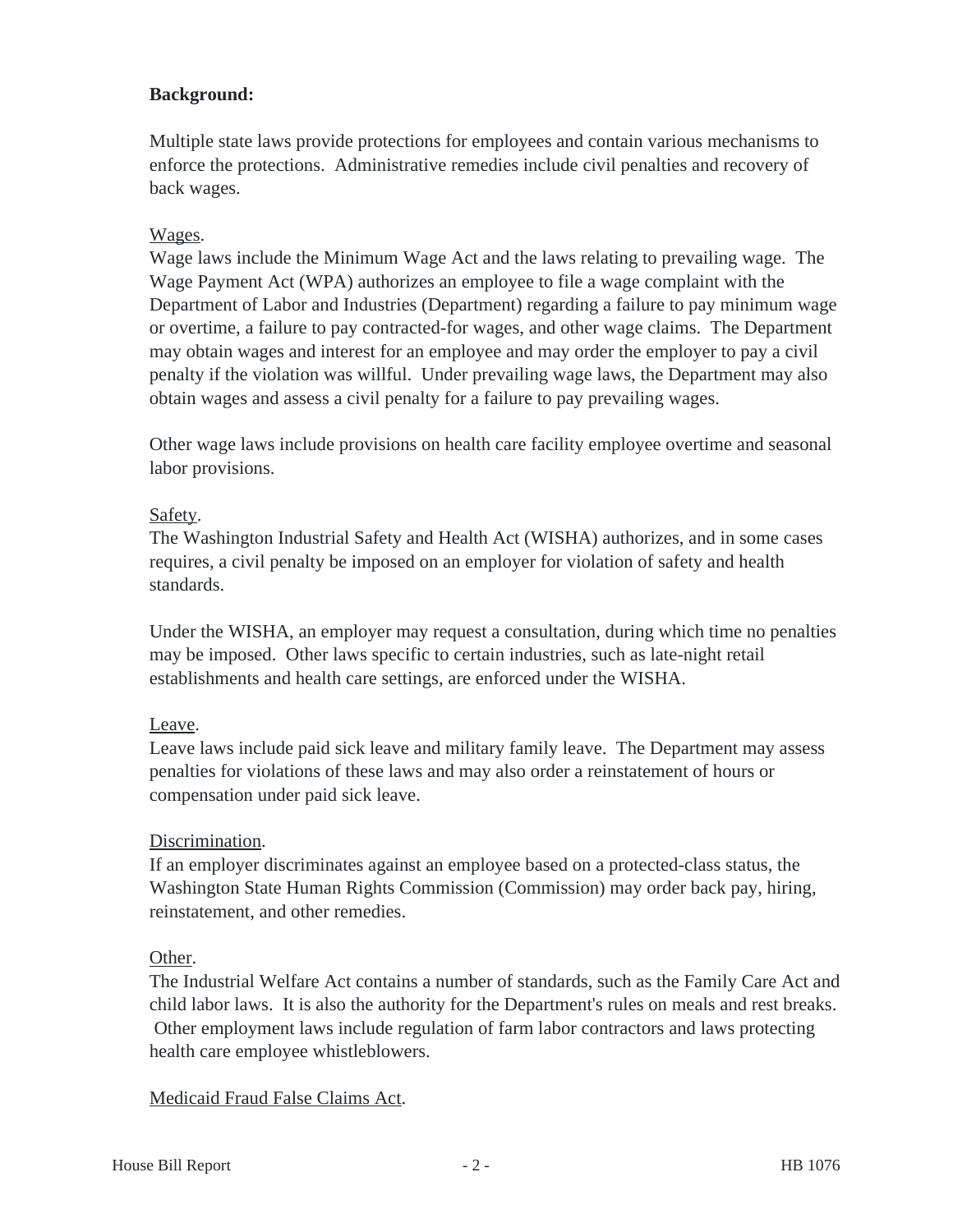**Background:**

Multiple state laws provide protections for employees and contain various mechanisms to enforce the protections. Administrative remedies include civil penalties and recovery of back wages.

Wages.

Wage laws include the Minimum Wage Act and the laws relating to prevailing wage. The Wage Payment Act (WPA) authorizes an employee to file a wage complaint with the Department of Labor and Industries (Department) regarding a failure to pay minimum wage or overtime, a failure to pay contracted-for wages, and other wage claims. The Department may obtain wages and interest for an employee and may order the employer to pay a civil penalty if the violation was willful. Under prevailing wage laws, the Department may also obtain wages and assess a civil penalty for a failure to pay prevailing wages.

Other wage laws include provisions on health care facility employee overtime and seasonal labor provisions.

Safety.

The Washington Industrial Safety and Health Act (WISHA) authorizes, and in some cases requires, a civil penalty be imposed on an employer for violation of safety and health standards.

Under the WISHA, an employer may request a consultation, during which time no penalties may be imposed. Other laws specific to certain industries, such as late-night retail establishments and health care settings, are enforced under the WISHA.

Leave.

Leave laws include paid sick leave and military family leave. The Department may assess penalties for violations of these laws and may also order a reinstatement of hours or compensation under paid sick leave.

Discrimination.

If an employer discriminates against an employee based on a protected-class status, the Washington State Human Rights Commission (Commission) may order back pay, hiring, reinstatement, and other remedies.

Other.

The Industrial Welfare Act contains a number of standards, such as the Family Care Act and child labor laws. It is also the authority for the Department's rules on meals and rest breaks. Other employment laws include regulation of farm labor contractors and laws protecting health care employee whistleblowers.

Medicaid Fraud False Claims Act.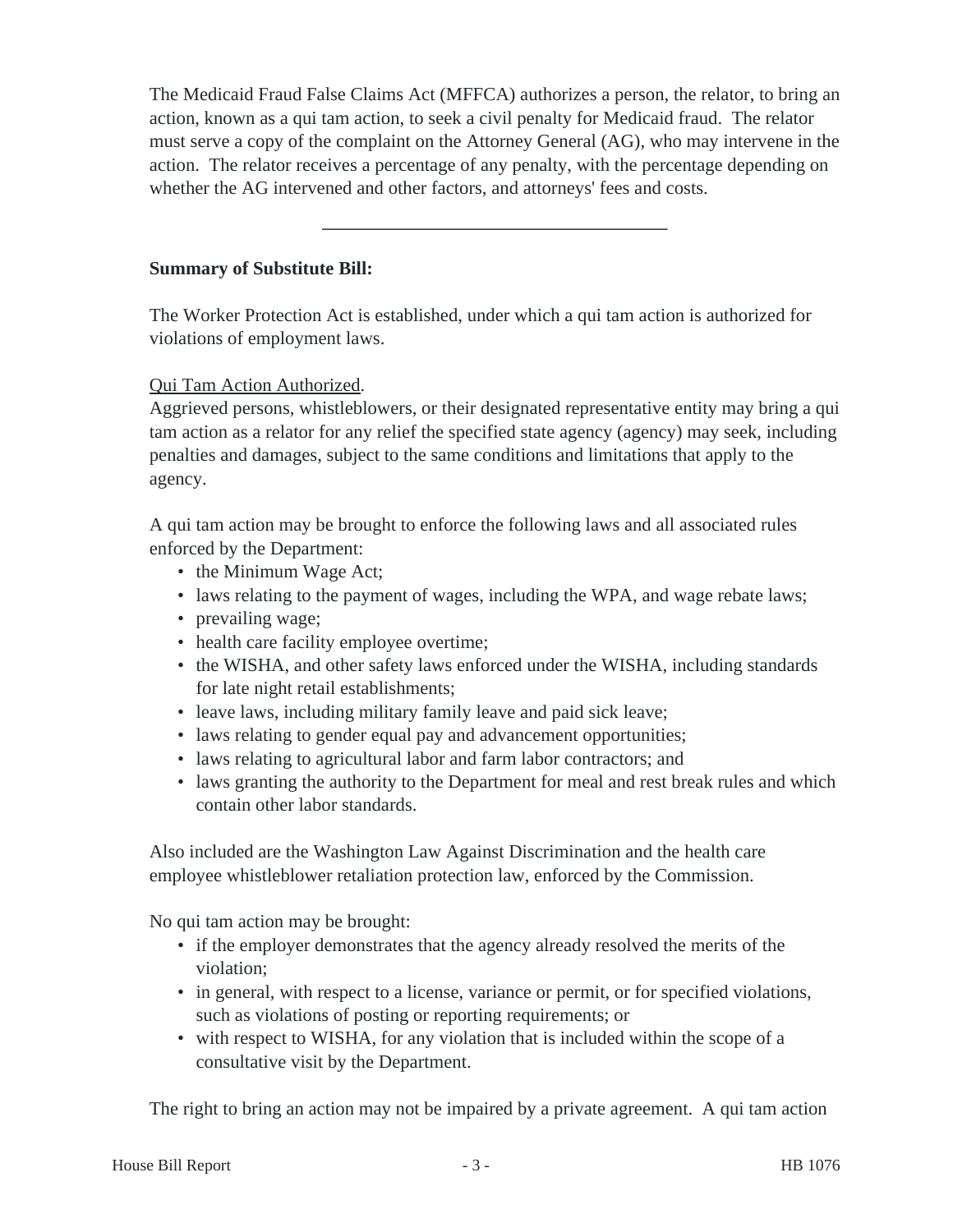The Medicaid Fraud False Claims Act (MFFCA) authorizes a person, the relator, to bring an action, known as a qui tam action, to seek a civil penalty for Medicaid fraud. The relator must serve a copy of the complaint on the Attorney General (AG), who may intervene in the action. The relator receives a percentage of any penalty, with the percentage depending on whether the AG intervened and other factors, and attorneys' fees and costs.

---

**Summary of Substitute Bill:**

The Worker Protection Act is established, under which a qui tam action is authorized for violations of employment laws.

Qui Tam Action Authorized.
Aggrieved persons, whistleblowers, or their designated representative entity may bring a qui tam action as a relator for any relief the specified state agency (agency) may seek, including penalties and damages, subject to the same conditions and limitations that apply to the agency.

A qui tam action may be brought to enforce the following laws and all associated rules enforced by the Department:

- the Minimum Wage Act;
- laws relating to the payment of wages, including the WPA, and wage rebate laws;
- prevailing wage;
- health care facility employee overtime;
- the WISHA, and other safety laws enforced under the WISHA, including standards for late night retail establishments;
- leave laws, including military family leave and paid sick leave;
- laws relating to gender equal pay and advancement opportunities;
- laws relating to agricultural labor and farm labor contractors; and
- laws granting the authority to the Department for meal and rest break rules and which contain other labor standards.

Also included are the Washington Law Against Discrimination and the health care employee whistleblower retaliation protection law, enforced by the Commission.

No qui tam action may be brought:

- if the employer demonstrates that the agency already resolved the merits of the violation;
- in general, with respect to a license, variance or permit, or for specified violations, such as violations of posting or reporting requirements; or
- with respect to WISHA, for any violation that is included within the scope of a consultative visit by the Department.

The right to bring an action may not be impaired by a private agreement. A qui tam action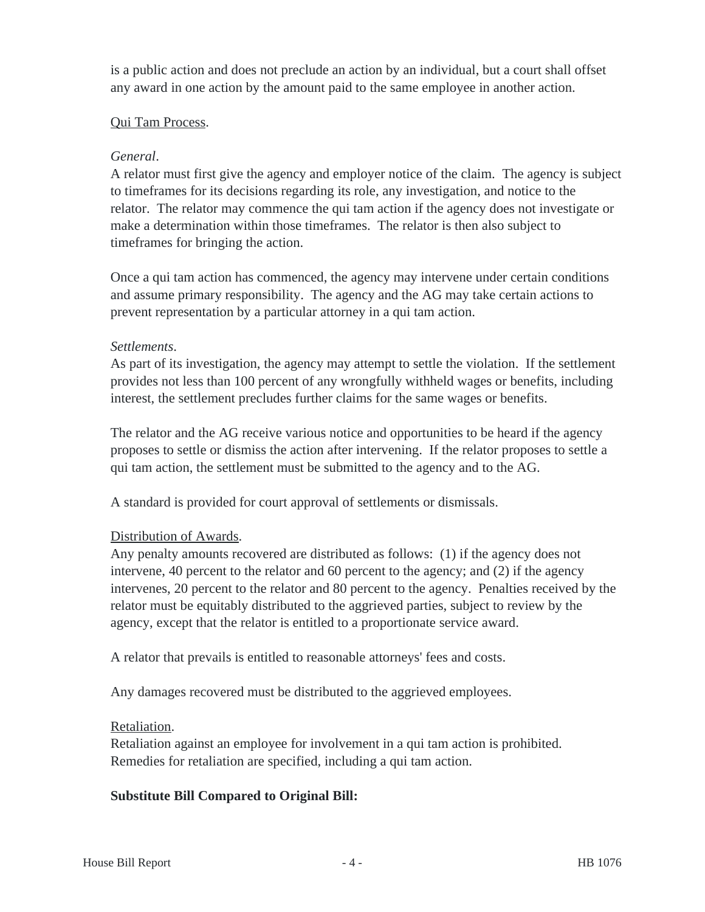is a public action and does not preclude an action by an individual, but a court shall offset any award in one action by the amount paid to the same employee in another action.

Qui Tam Process.

*General*.
A relator must first give the agency and employer notice of the claim. The agency is subject to timeframes for its decisions regarding its role, any investigation, and notice to the relator. The relator may commence the qui tam action if the agency does not investigate or make a determination within those timeframes. The relator is then also subject to timeframes for bringing the action.

Once a qui tam action has commenced, the agency may intervene under certain conditions and assume primary responsibility. The agency and the AG may take certain actions to prevent representation by a particular attorney in a qui tam action.

*Settlements*.
As part of its investigation, the agency may attempt to settle the violation. If the settlement provides not less than 100 percent of any wrongfully withheld wages or benefits, including interest, the settlement precludes further claims for the same wages or benefits.

The relator and the AG receive various notice and opportunities to be heard if the agency proposes to settle or dismiss the action after intervening. If the relator proposes to settle a qui tam action, the settlement must be submitted to the agency and to the AG.

A standard is provided for court approval of settlements or dismissals.

Distribution of Awards.
Any penalty amounts recovered are distributed as follows: (1) if the agency does not intervene, 40 percent to the relator and 60 percent to the agency; and (2) if the agency intervenes, 20 percent to the relator and 80 percent to the agency. Penalties received by the relator must be equitably distributed to the aggrieved parties, subject to review by the agency, except that the relator is entitled to a proportionate service award.

A relator that prevails is entitled to reasonable attorneys' fees and costs.

Any damages recovered must be distributed to the aggrieved employees.

Retaliation.
Retaliation against an employee for involvement in a qui tam action is prohibited. Remedies for retaliation are specified, including a qui tam action.

**Substitute Bill Compared to Original Bill:**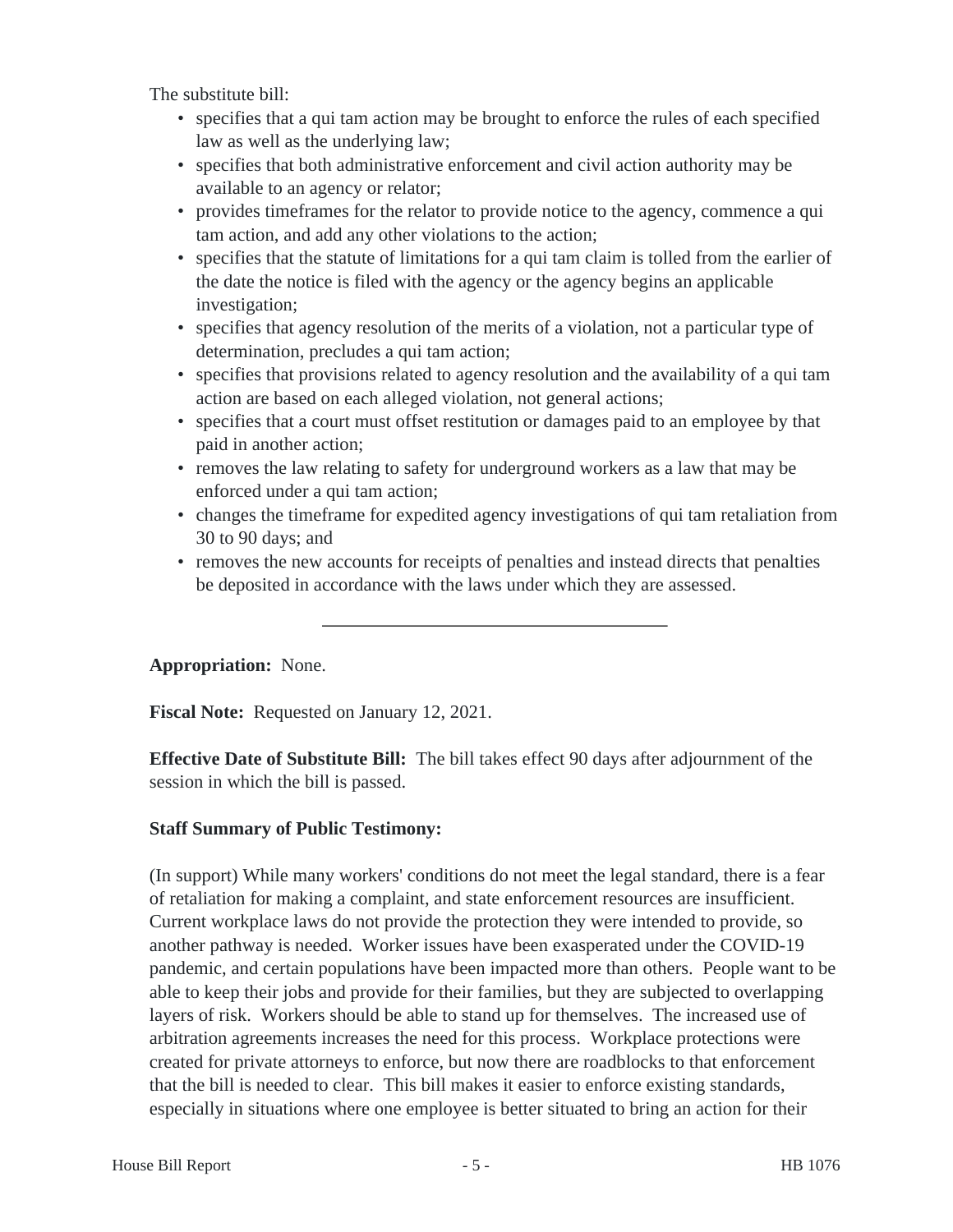The substitute bill:

- specifies that a qui tam action may be brought to enforce the rules of each specified law as well as the underlying law;
- specifies that both administrative enforcement and civil action authority may be available to an agency or relator;
- provides timeframes for the relator to provide notice to the agency, commence a qui tam action, and add any other violations to the action;
- specifies that the statute of limitations for a qui tam claim is tolled from the earlier of the date the notice is filed with the agency or the agency begins an applicable investigation;
- specifies that agency resolution of the merits of a violation, not a particular type of determination, precludes a qui tam action;
- specifies that provisions related to agency resolution and the availability of a qui tam action are based on each alleged violation, not general actions;
- specifies that a court must offset restitution or damages paid to an employee by that paid in another action;
- removes the law relating to safety for underground workers as a law that may be enforced under a qui tam action;
- changes the timeframe for expedited agency investigations of qui tam retaliation from 30 to 90 days; and
- removes the new accounts for receipts of penalties and instead directs that penalties be deposited in accordance with the laws under which they are assessed.

---

**Appropriation:** None.

**Fiscal Note:** Requested on January 12, 2021.

**Effective Date of Substitute Bill:** The bill takes effect 90 days after adjournment of the session in which the bill is passed.

**Staff Summary of Public Testimony:**

(In support) While many workers' conditions do not meet the legal standard, there is a fear of retaliation for making a complaint, and state enforcement resources are insufficient. Current workplace laws do not provide the protection they were intended to provide, so another pathway is needed. Worker issues have been exasperated under the COVID-19 pandemic, and certain populations have been impacted more than others. People want to be able to keep their jobs and provide for their families, but they are subjected to overlapping layers of risk. Workers should be able to stand up for themselves. The increased use of arbitration agreements increases the need for this process. Workplace protections were created for private attorneys to enforce, but now there are roadblocks to that enforcement that the bill is needed to clear. This bill makes it easier to enforce existing standards, especially in situations where one employee is better situated to bring an action for their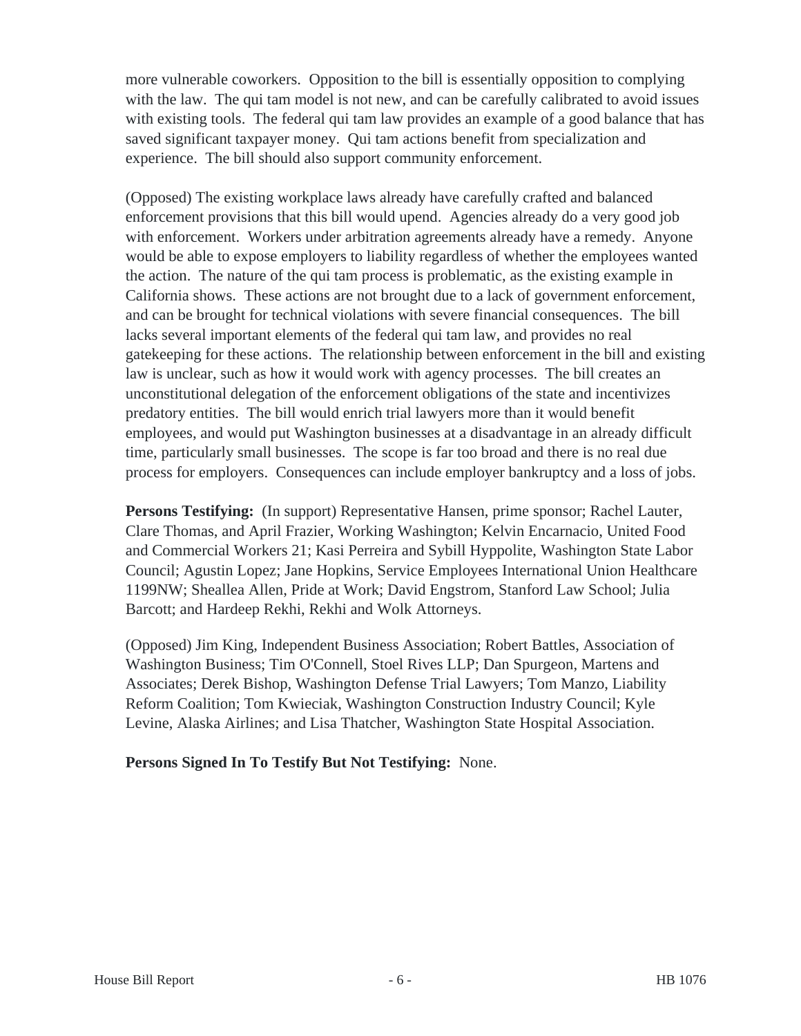more vulnerable coworkers. Opposition to the bill is essentially opposition to complying with the law. The qui tam model is not new, and can be carefully calibrated to avoid issues with existing tools. The federal qui tam law provides an example of a good balance that has saved significant taxpayer money. Qui tam actions benefit from specialization and experience. The bill should also support community enforcement.

(Opposed) The existing workplace laws already have carefully crafted and balanced enforcement provisions that this bill would upend. Agencies already do a very good job with enforcement. Workers under arbitration agreements already have a remedy. Anyone would be able to expose employers to liability regardless of whether the employees wanted the action. The nature of the qui tam process is problematic, as the existing example in California shows. These actions are not brought due to a lack of government enforcement, and can be brought for technical violations with severe financial consequences. The bill lacks several important elements of the federal qui tam law, and provides no real gatekeeping for these actions. The relationship between enforcement in the bill and existing law is unclear, such as how it would work with agency processes. The bill creates an unconstitutional delegation of the enforcement obligations of the state and incentivizes predatory entities. The bill would enrich trial lawyers more than it would benefit employees, and would put Washington businesses at a disadvantage in an already difficult time, particularly small businesses. The scope is far too broad and there is no real due process for employers. Consequences can include employer bankruptcy and a loss of jobs.

**Persons Testifying:** (In support) Representative Hansen, prime sponsor; Rachel Lauter, Clare Thomas, and April Frazier, Working Washington; Kelvin Encarnacio, United Food and Commercial Workers 21; Kasi Perreira and Sybill Hyppolite, Washington State Labor Council; Agustin Lopez; Jane Hopkins, Service Employees International Union Healthcare 1199NW; Sheallea Allen, Pride at Work; David Engstrom, Stanford Law School; Julia Barcott; and Hardeep Rekhi, Rekhi and Wolk Attorneys.

(Opposed) Jim King, Independent Business Association; Robert Battles, Association of Washington Business; Tim O'Connell, Stoel Rives LLP; Dan Spurgeon, Martens and Associates; Derek Bishop, Washington Defense Trial Lawyers; Tom Manzo, Liability Reform Coalition; Tom Kwieciak, Washington Construction Industry Council; Kyle Levine, Alaska Airlines; and Lisa Thatcher, Washington State Hospital Association.

**Persons Signed In To Testify But Not Testifying:** None.